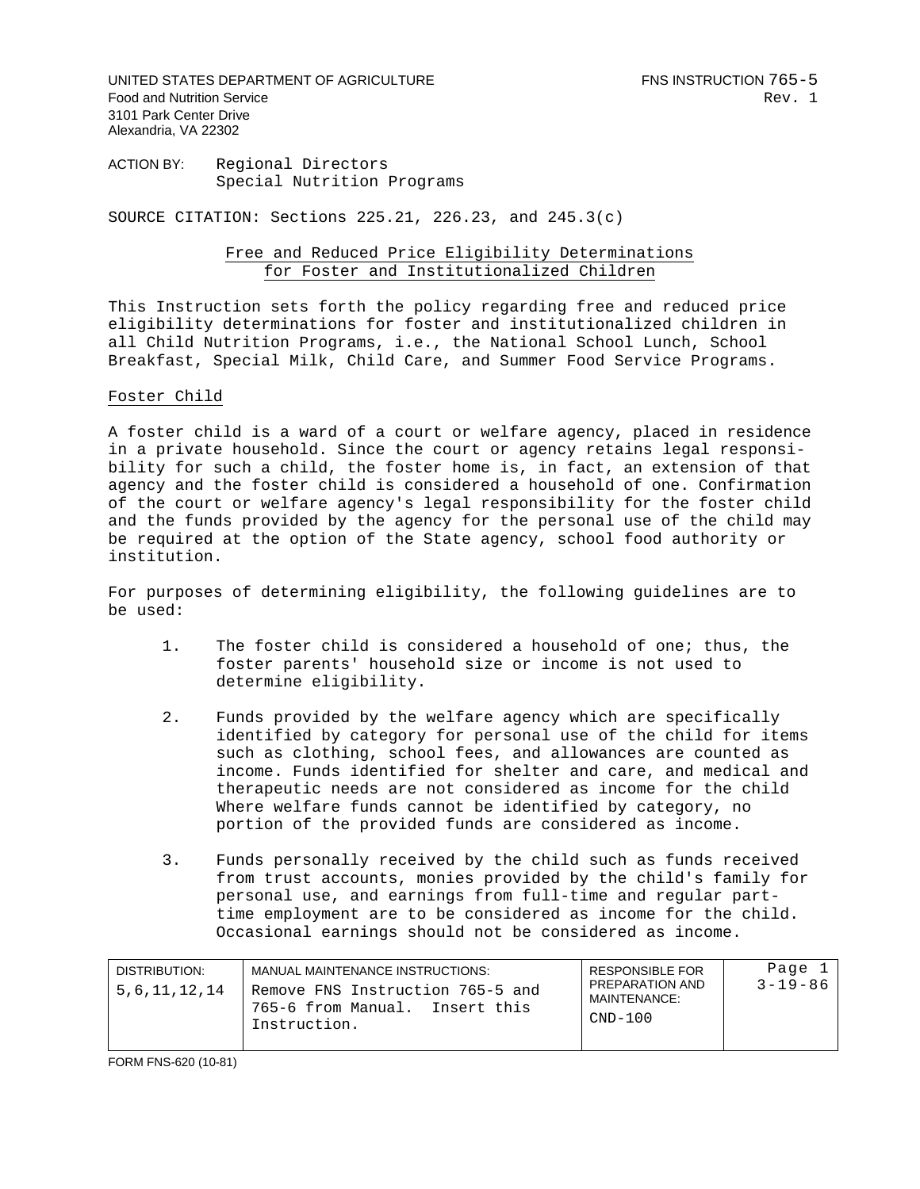UNITED STATES DEPARTMENT OF AGRICULTURE
Food and Nutrition Service
3101 Park Center Drive
Alexandria, VA 22302

FNS INSTRUCTION 765-5
Rev. 1

ACTION BY: Regional Directors
Special Nutrition Programs

SOURCE CITATION: Sections 225.21, 226.23, and 245.3(c)

## Free and Reduced Price Eligibility Determinations for Foster and Institutionalized Children

This Instruction sets forth the policy regarding free and reduced price eligibility determinations for foster and institutionalized children in all Child Nutrition Programs, i.e., the National School Lunch, School Breakfast, Special Milk, Child Care, and Summer Food Service Programs.

### Foster Child

A foster child is a ward of a court or welfare agency, placed in residence in a private household. Since the court or agency retains legal responsibility for such a child, the foster home is, in fact, an extension of that agency and the foster child is considered a household of one. Confirmation of the court or welfare agency's legal responsibility for the foster child and the funds provided by the agency for the personal use of the child may be required at the option of the State agency, school food authority or institution.

For purposes of determining eligibility, the following guidelines are to be used:

1. The foster child is considered a household of one; thus, the foster parents' household size or income is not used to determine eligibility.

2. Funds provided by the welfare agency which are specifically identified by category for personal use of the child for items such as clothing, school fees, and allowances are counted as income. Funds identified for shelter and care, and medical and therapeutic needs are not considered as income for the child Where welfare funds cannot be identified by category, no portion of the provided funds are considered as income.

3. Funds personally received by the child such as funds received from trust accounts, monies provided by the child's family for personal use, and earnings from full-time and regular part-time employment are to be considered as income for the child. Occasional earnings should not be considered as income.

| DISTRIBUTION: | MANUAL MAINTENANCE INSTRUCTIONS: | RESPONSIBLE FOR PREPARATION AND MAINTENANCE: | Page 1 |
|---|---|---|---|
| 5,6,11,12,14 | Remove FNS Instruction 765-5 and 765-6 from Manual. Insert this Instruction. | CND-100 | 3-19-86 |

FORM FNS-620 (10-81)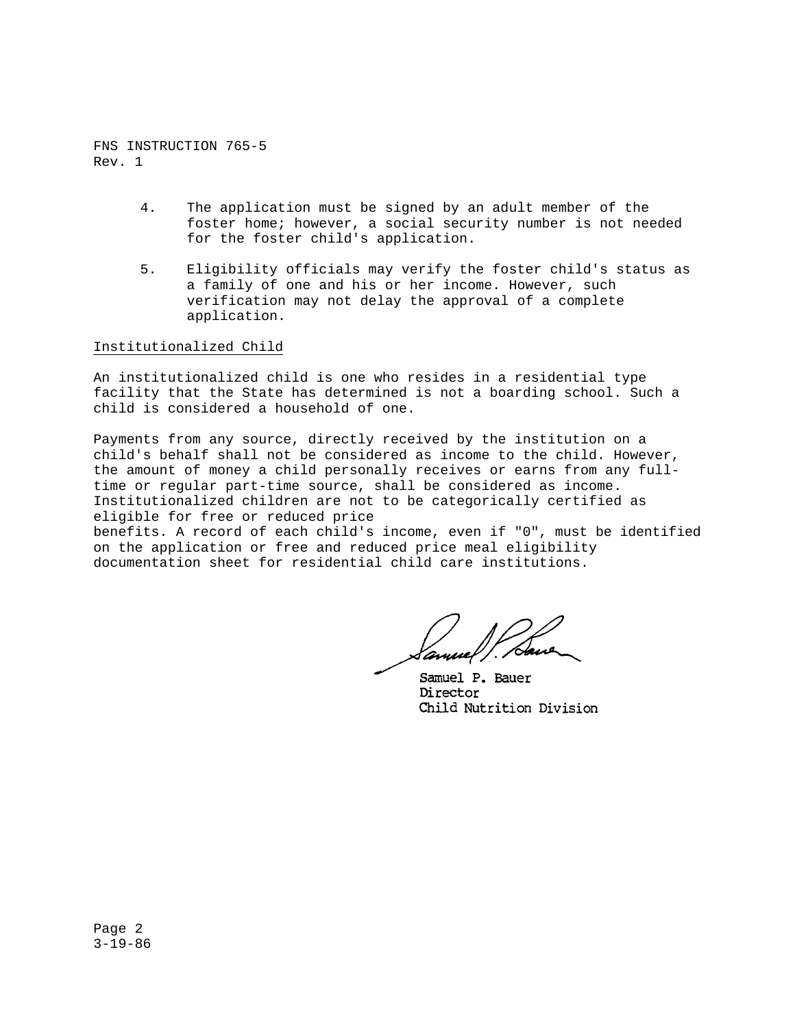4. The application must be signed by an adult member of the foster home; however, a social security number is not needed for the foster child's application.

5. Eligibility officials may verify the foster child's status as a family of one and his or her income. However, such verification may not delay the approval of a complete application.

Institutionalized Child

An institutionalized child is one who resides in a residential type facility that the State has determined is not a boarding school. Such a child is considered a household of one.

Payments from any source, directly received by the institution on a child's behalf shall not be considered as income to the child. However, the amount of money a child personally receives or earns from any full-time or regular part-time source, shall be considered as income. Institutionalized children are not to be categorically certified as eligible for free or reduced price benefits. A record of each child's income, even if "0", must be identified on the application or free and reduced price meal eligibility documentation sheet for residential child care institutions.

Samuel P. Bauer
Director
Child Nutrition Division